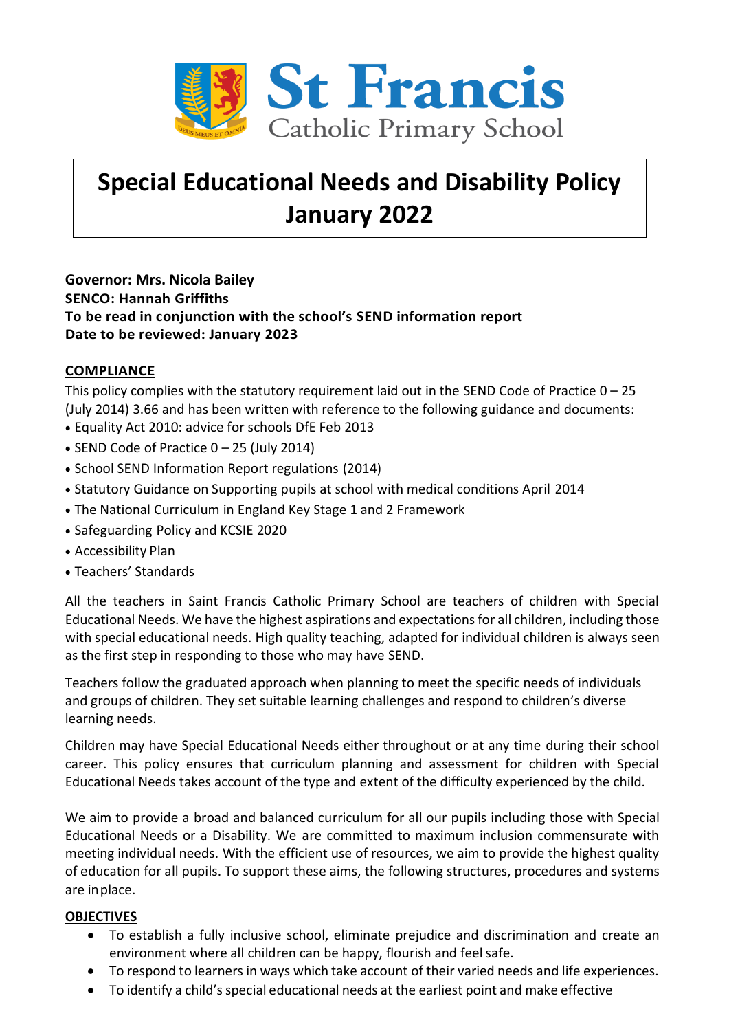St Francis
Catholic Primary School

# Special Educational Needs and Disability Policy January 2022

**Governor: Mrs. Nicola Bailey**
**SENCO: Hannah Griffiths**
**To be read in conjunction with the school's SEND information report**
**Date to be reviewed: January 2023**

## COMPLIANCE

This policy complies with the statutory requirement laid out in the SEND Code of Practice 0 – 25 (July 2014) 3.66 and has been written with reference to the following guidance and documents:

- Equality Act 2010: advice for schools DfE Feb 2013
- SEND Code of Practice 0 – 25 (July 2014)
- School SEND Information Report regulations (2014)
- Statutory Guidance on Supporting pupils at school with medical conditions April 2014
- The National Curriculum in England Key Stage 1 and 2 Framework
- Safeguarding Policy and KCSIE 2020
- Accessibility Plan
- Teachers' Standards

All the teachers in Saint Francis Catholic Primary School are teachers of children with Special Educational Needs. We have the highest aspirations and expectations for all children, including those with special educational needs. High quality teaching, adapted for individual children is always seen as the first step in responding to those who may have SEND.

Teachers follow the graduated approach when planning to meet the specific needs of individuals and groups of children. They set suitable learning challenges and respond to children's diverse learning needs.

Children may have Special Educational Needs either throughout or at any time during their school career. This policy ensures that curriculum planning and assessment for children with Special Educational Needs takes account of the type and extent of the difficulty experienced by the child.

We aim to provide a broad and balanced curriculum for all our pupils including those with Special Educational Needs or a Disability. We are committed to maximum inclusion commensurate with meeting individual needs. With the efficient use of resources, we aim to provide the highest quality of education for all pupils. To support these aims, the following structures, procedures and systems are in place.

## OBJECTIVES

- To establish a fully inclusive school, eliminate prejudice and discrimination and create an environment where all children can be happy, flourish and feel safe.
- To respond to learners in ways which take account of their varied needs and life experiences.
- To identify a child's special educational needs at the earliest point and make effective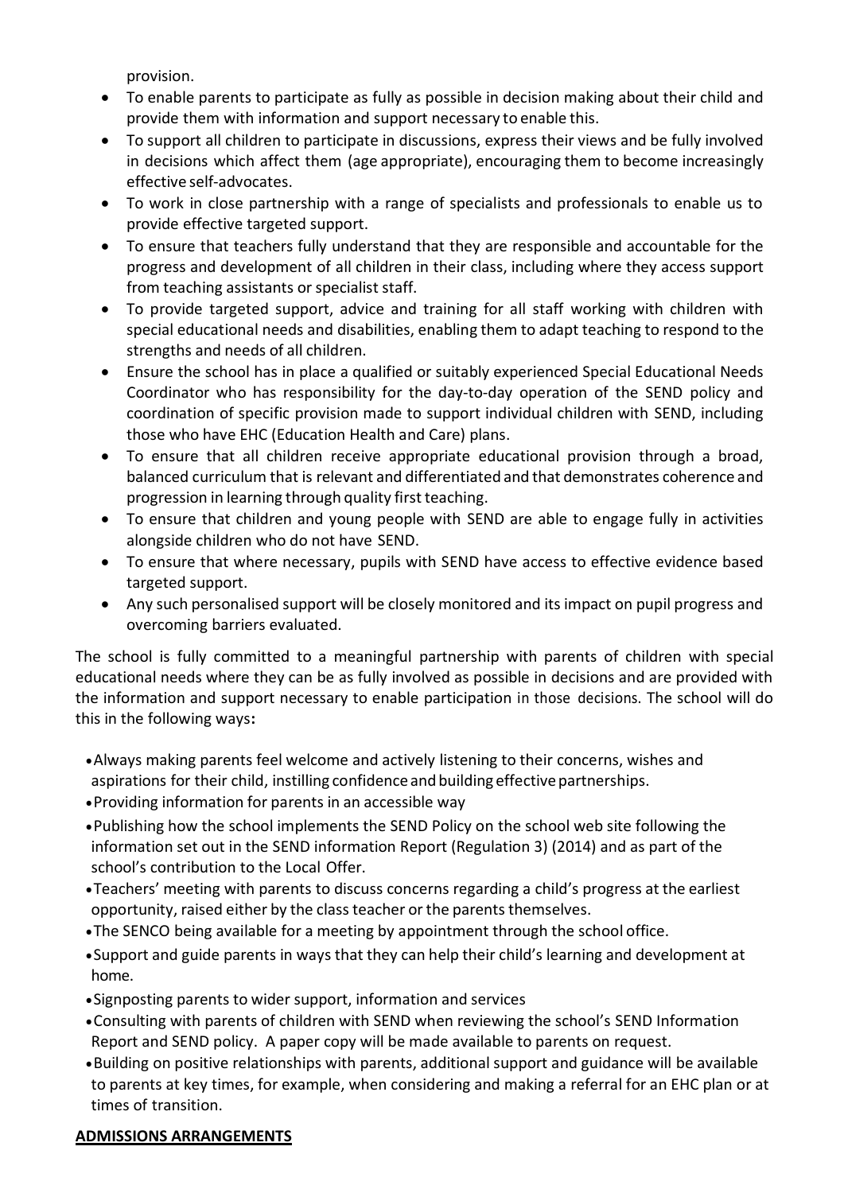provision.

- To enable parents to participate as fully as possible in decision making about their child and provide them with information and support necessary to enable this.
- To support all children to participate in discussions, express their views and be fully involved in decisions which affect them (age appropriate), encouraging them to become increasingly effective self-advocates.
- To work in close partnership with a range of specialists and professionals to enable us to provide effective targeted support.
- To ensure that teachers fully understand that they are responsible and accountable for the progress and development of all children in their class, including where they access support from teaching assistants or specialist staff.
- To provide targeted support, advice and training for all staff working with children with special educational needs and disabilities, enabling them to adapt teaching to respond to the strengths and needs of all children.
- Ensure the school has in place a qualified or suitably experienced Special Educational Needs Coordinator who has responsibility for the day-to-day operation of the SEND policy and coordination of specific provision made to support individual children with SEND, including those who have EHC (Education Health and Care) plans.
- To ensure that all children receive appropriate educational provision through a broad, balanced curriculum that is relevant and differentiated and that demonstrates coherence and progression in learning through quality first teaching.
- To ensure that children and young people with SEND are able to engage fully in activities alongside children who do not have SEND.
- To ensure that where necessary, pupils with SEND have access to effective evidence based targeted support.
- Any such personalised support will be closely monitored and its impact on pupil progress and overcoming barriers evaluated.

The school is fully committed to a meaningful partnership with parents of children with special educational needs where they can be as fully involved as possible in decisions and are provided with the information and support necessary to enable participation in those decisions. The school will do this in the following ways**:**

- Always making parents feel welcome and actively listening to their concerns, wishes and aspirations for their child, instilling confidence and building effective partnerships.
- Providing information for parents in an accessible way
- Publishing how the school implements the SEND Policy on the school web site following the information set out in the SEND information Report (Regulation 3) (2014) and as part of the school's contribution to the Local Offer.
- Teachers' meeting with parents to discuss concerns regarding a child's progress at the earliest opportunity, raised either by the class teacher or the parents themselves.
- The SENCO being available for a meeting by appointment through the school office.
- Support and guide parents in ways that they can help their child's learning and development at home.
- Signposting parents to wider support, information and services
- Consulting with parents of children with SEND when reviewing the school's SEND Information Report and SEND policy. A paper copy will be made available to parents on request.
- Building on positive relationships with parents, additional support and guidance will be available to parents at key times, for example, when considering and making a referral for an EHC plan or at times of transition.

**ADMISSIONS ARRANGEMENTS**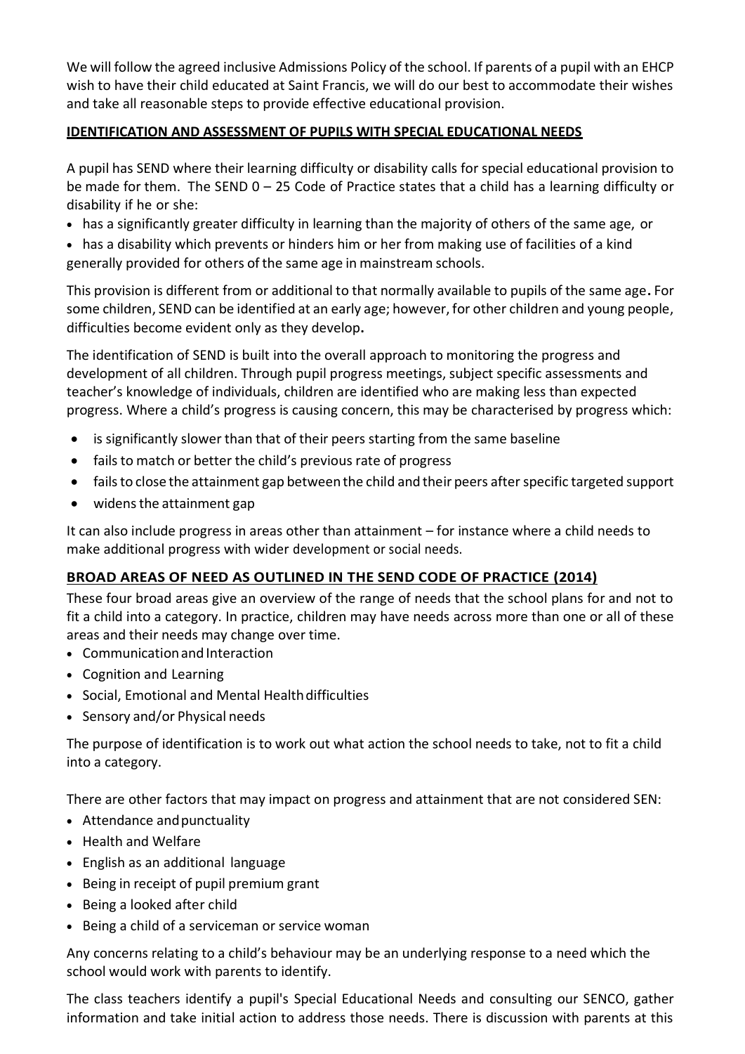We will follow the agreed inclusive Admissions Policy of the school. If parents of a pupil with an EHCP wish to have their child educated at Saint Francis, we will do our best to accommodate their wishes and take all reasonable steps to provide effective educational provision.

## IDENTIFICATION AND ASSESSMENT OF PUPILS WITH SPECIAL EDUCATIONAL NEEDS

A pupil has SEND where their learning difficulty or disability calls for special educational provision to be made for them. The SEND 0 – 25 Code of Practice states that a child has a learning difficulty or disability if he or she:

- has a significantly greater difficulty in learning than the majority of others of the same age, or
- has a disability which prevents or hinders him or her from making use of facilities of a kind generally provided for others of the same age in mainstream schools.

This provision is different from or additional to that normally available to pupils of the same age**.** For some children, SEND can be identified at an early age; however, for other children and young people, difficulties become evident only as they develop**.**

The identification of SEND is built into the overall approach to monitoring the progress and development of all children. Through pupil progress meetings, subject specific assessments and teacher's knowledge of individuals, children are identified who are making less than expected progress. Where a child's progress is causing concern, this may be characterised by progress which:

- is significantly slower than that of their peers starting from the same baseline
- fails to match or better the child's previous rate of progress
- fails to close the attainment gap between the child and their peers after specific targeted support
- widens the attainment gap

It can also include progress in areas other than attainment – for instance where a child needs to make additional progress with wider development or social needs.

## BROAD AREAS OF NEED AS OUTLINED IN THE SEND CODE OF PRACTICE (2014)

These four broad areas give an overview of the range of needs that the school plans for and not to fit a child into a category. In practice, children may have needs across more than one or all of these areas and their needs may change over time.

- Communication and Interaction
- Cognition and Learning
- Social, Emotional and Mental Health difficulties
- Sensory and/or Physical needs

The purpose of identification is to work out what action the school needs to take, not to fit a child into a category.

There are other factors that may impact on progress and attainment that are not considered SEN:

- Attendance and punctuality
- Health and Welfare
- English as an additional language
- Being in receipt of pupil premium grant
- Being a looked after child
- Being a child of a serviceman or service woman

Any concerns relating to a child's behaviour may be an underlying response to a need which the school would work with parents to identify.

The class teachers identify a pupil's Special Educational Needs and consulting our SENCO, gather information and take initial action to address those needs. There is discussion with parents at this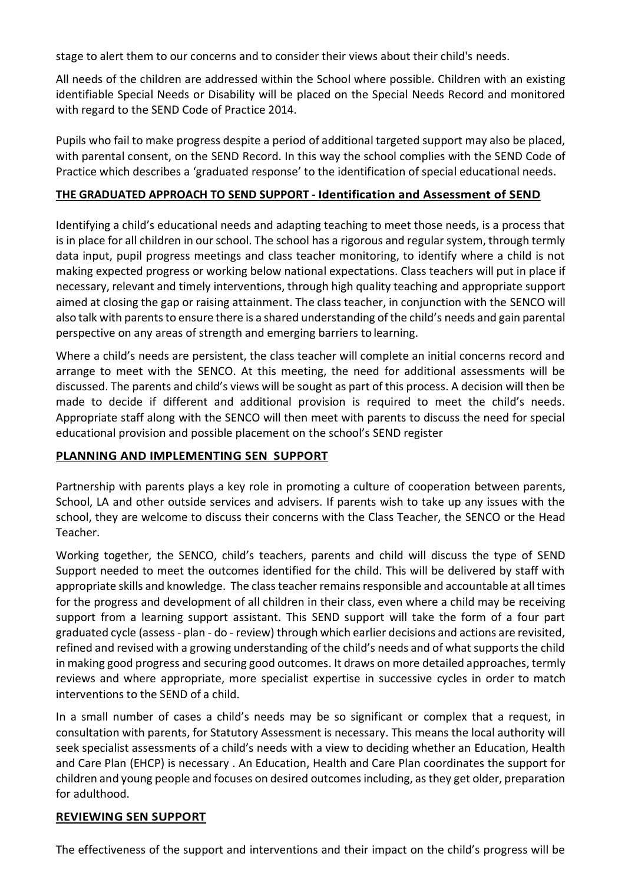stage to alert them to our concerns and to consider their views about their child's needs.

All needs of the children are addressed within the School where possible. Children with an existing identifiable Special Needs or Disability will be placed on the Special Needs Record and monitored with regard to the SEND Code of Practice 2014.

Pupils who fail to make progress despite a period of additional targeted support may also be placed, with parental consent, on the SEND Record. In this way the school complies with the SEND Code of Practice which describes a 'graduated response' to the identification of special educational needs.

## **THE GRADUATED APPROACH TO SEND SUPPORT - Identification and Assessment of SEND**

Identifying a child's educational needs and adapting teaching to meet those needs, is a process that is in place for all children in our school. The school has a rigorous and regular system, through termly data input, pupil progress meetings and class teacher monitoring, to identify where a child is not making expected progress or working below national expectations. Class teachers will put in place if necessary, relevant and timely interventions, through high quality teaching and appropriate support aimed at closing the gap or raising attainment. The class teacher, in conjunction with the SENCO will also talk with parents to ensure there is a shared understanding of the child's needs and gain parental perspective on any areas of strength and emerging barriers to learning.

Where a child's needs are persistent, the class teacher will complete an initial concerns record and arrange to meet with the SENCO. At this meeting, the need for additional assessments will be discussed. The parents and child's views will be sought as part of this process. A decision will then be made to decide if different and additional provision is required to meet the child's needs. Appropriate staff along with the SENCO will then meet with parents to discuss the need for special educational provision and possible placement on the school's SEND register

## **PLANNING AND IMPLEMENTING SEN SUPPORT**

Partnership with parents plays a key role in promoting a culture of cooperation between parents, School, LA and other outside services and advisers. If parents wish to take up any issues with the school, they are welcome to discuss their concerns with the Class Teacher, the SENCO or the Head Teacher.

Working together, the SENCO, child's teachers, parents and child will discuss the type of SEND Support needed to meet the outcomes identified for the child. This will be delivered by staff with appropriate skills and knowledge. The class teacher remains responsible and accountable at all times for the progress and development of all children in their class, even where a child may be receiving support from a learning support assistant. This SEND support will take the form of a four part graduated cycle (assess - plan - do - review) through which earlier decisions and actions are revisited, refined and revised with a growing understanding of the child's needs and of what supports the child in making good progress and securing good outcomes. It draws on more detailed approaches, termly reviews and where appropriate, more specialist expertise in successive cycles in order to match interventions to the SEND of a child.

In a small number of cases a child's needs may be so significant or complex that a request, in consultation with parents, for Statutory Assessment is necessary. This means the local authority will seek specialist assessments of a child's needs with a view to deciding whether an Education, Health and Care Plan (EHCP) is necessary . An Education, Health and Care Plan coordinates the support for children and young people and focuses on desired outcomes including, as they get older, preparation for adulthood.

## **REVIEWING SEN SUPPORT**

The effectiveness of the support and interventions and their impact on the child's progress will be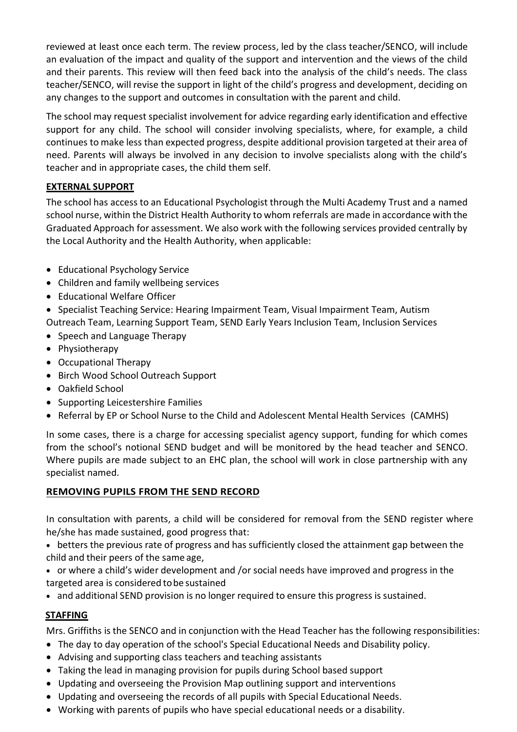reviewed at least once each term. The review process, led by the class teacher/SENCO, will include an evaluation of the impact and quality of the support and intervention and the views of the child and their parents. This review will then feed back into the analysis of the child's needs. The class teacher/SENCO, will revise the support in light of the child's progress and development, deciding on any changes to the support and outcomes in consultation with the parent and child.

The school may request specialist involvement for advice regarding early identification and effective support for any child. The school will consider involving specialists, where, for example, a child continues to make less than expected progress, despite additional provision targeted at their area of need. Parents will always be involved in any decision to involve specialists along with the child's teacher and in appropriate cases, the child them self.

## EXTERNAL SUPPORT

The school has access to an Educational Psychologist through the Multi Academy Trust and a named school nurse, within the District Health Authority to whom referrals are made in accordance with the Graduated Approach for assessment. We also work with the following services provided centrally by the Local Authority and the Health Authority, when applicable:

- Educational Psychology Service
- Children and family wellbeing services
- Educational Welfare Officer
- Specialist Teaching Service: Hearing Impairment Team, Visual Impairment Team, Autism Outreach Team, Learning Support Team, SEND Early Years Inclusion Team, Inclusion Services
- Speech and Language Therapy
- Physiotherapy
- Occupational Therapy
- Birch Wood School Outreach Support
- Oakfield School
- Supporting Leicestershire Families
- Referral by EP or School Nurse to the Child and Adolescent Mental Health Services (CAMHS)

In some cases, there is a charge for accessing specialist agency support, funding for which comes from the school's notional SEND budget and will be monitored by the head teacher and SENCO. Where pupils are made subject to an EHC plan, the school will work in close partnership with any specialist named.

## REMOVING PUPILS FROM THE SEND RECORD

In consultation with parents, a child will be considered for removal from the SEND register where he/she has made sustained, good progress that:

- betters the previous rate of progress and has sufficiently closed the attainment gap between the child and their peers of the same age,
- or where a child's wider development and /or social needs have improved and progress in the targeted area is considered to be sustained
- and additional SEND provision is no longer required to ensure this progress is sustained.

## STAFFING

Mrs. Griffiths is the SENCO and in conjunction with the Head Teacher has the following responsibilities:

- The day to day operation of the school's Special Educational Needs and Disability policy.
- Advising and supporting class teachers and teaching assistants
- Taking the lead in managing provision for pupils during School based support
- Updating and overseeing the Provision Map outlining support and interventions
- Updating and overseeing the records of all pupils with Special Educational Needs.
- Working with parents of pupils who have special educational needs or a disability.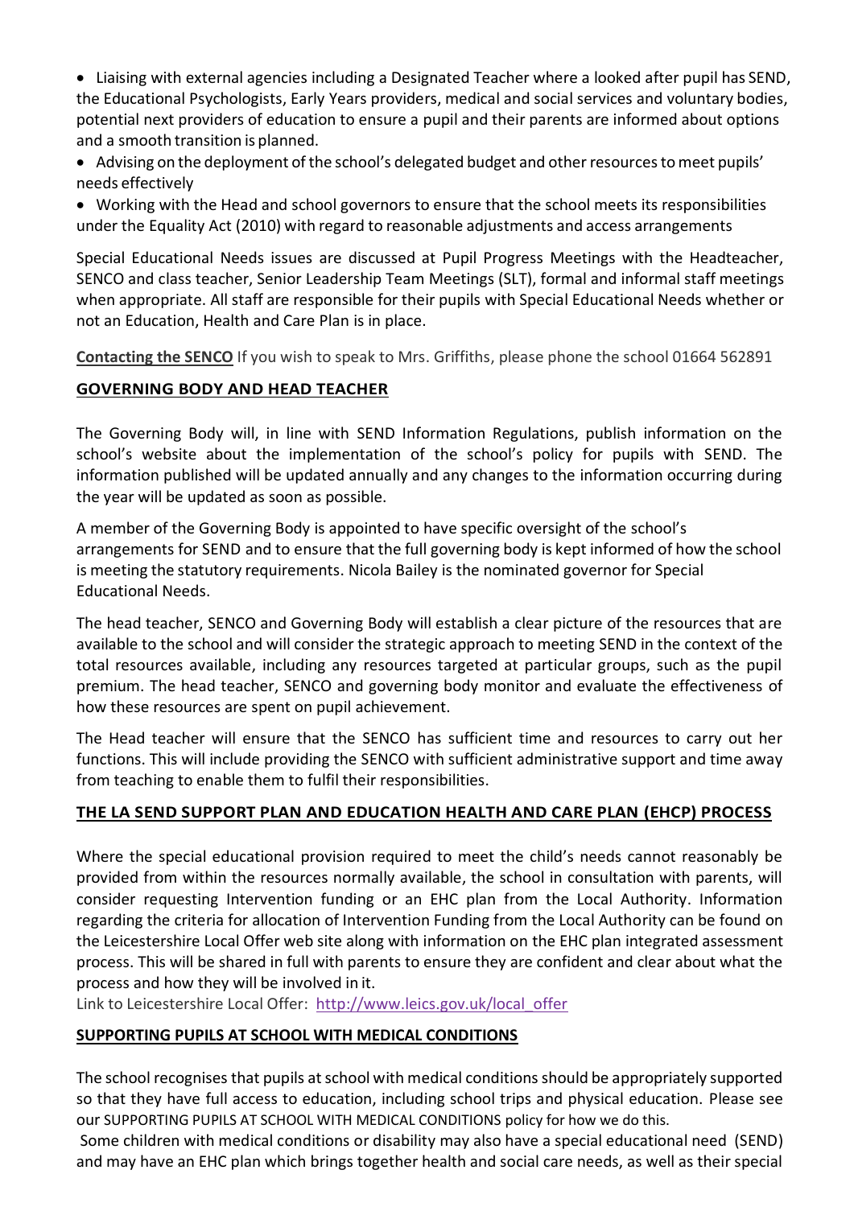- Liaising with external agencies including a Designated Teacher where a looked after pupil has SEND, the Educational Psychologists, Early Years providers, medical and social services and voluntary bodies, potential next providers of education to ensure a pupil and their parents are informed about options and a smooth transition is planned.
- Advising on the deployment of the school's delegated budget and other resources to meet pupils' needs effectively
- Working with the Head and school governors to ensure that the school meets its responsibilities under the Equality Act (2010) with regard to reasonable adjustments and access arrangements

Special Educational Needs issues are discussed at Pupil Progress Meetings with the Headteacher, SENCO and class teacher, Senior Leadership Team Meetings (SLT), formal and informal staff meetings when appropriate. All staff are responsible for their pupils with Special Educational Needs whether or not an Education, Health and Care Plan is in place.

**Contacting the SENCO** If you wish to speak to Mrs. Griffiths, please phone the school 01664 562891

## GOVERNING BODY AND HEAD TEACHER

The Governing Body will, in line with SEND Information Regulations, publish information on the school's website about the implementation of the school's policy for pupils with SEND. The information published will be updated annually and any changes to the information occurring during the year will be updated as soon as possible.

A member of the Governing Body is appointed to have specific oversight of the school's arrangements for SEND and to ensure that the full governing body is kept informed of how the school is meeting the statutory requirements. Nicola Bailey is the nominated governor for Special Educational Needs.

The head teacher, SENCO and Governing Body will establish a clear picture of the resources that are available to the school and will consider the strategic approach to meeting SEND in the context of the total resources available, including any resources targeted at particular groups, such as the pupil premium. The head teacher, SENCO and governing body monitor and evaluate the effectiveness of how these resources are spent on pupil achievement.

The Head teacher will ensure that the SENCO has sufficient time and resources to carry out her functions. This will include providing the SENCO with sufficient administrative support and time away from teaching to enable them to fulfil their responsibilities.

## THE LA SEND SUPPORT PLAN AND EDUCATION HEALTH AND CARE PLAN (EHCP) PROCESS

Where the special educational provision required to meet the child's needs cannot reasonably be provided from within the resources normally available, the school in consultation with parents, will consider requesting Intervention funding or an EHC plan from the Local Authority. Information regarding the criteria for allocation of Intervention Funding from the Local Authority can be found on the Leicestershire Local Offer web site along with information on the EHC plan integrated assessment process. This will be shared in full with parents to ensure they are confident and clear about what the process and how they will be involved in it.

Link to Leicestershire Local Offer: http://www.leics.gov.uk/local_offer

## SUPPORTING PUPILS AT SCHOOL WITH MEDICAL CONDITIONS

The school recognises that pupils at school with medical conditions should be appropriately supported so that they have full access to education, including school trips and physical education. Please see our SUPPORTING PUPILS AT SCHOOL WITH MEDICAL CONDITIONS policy for how we do this.

Some children with medical conditions or disability may also have a special educational need (SEND) and may have an EHC plan which brings together health and social care needs, as well as their special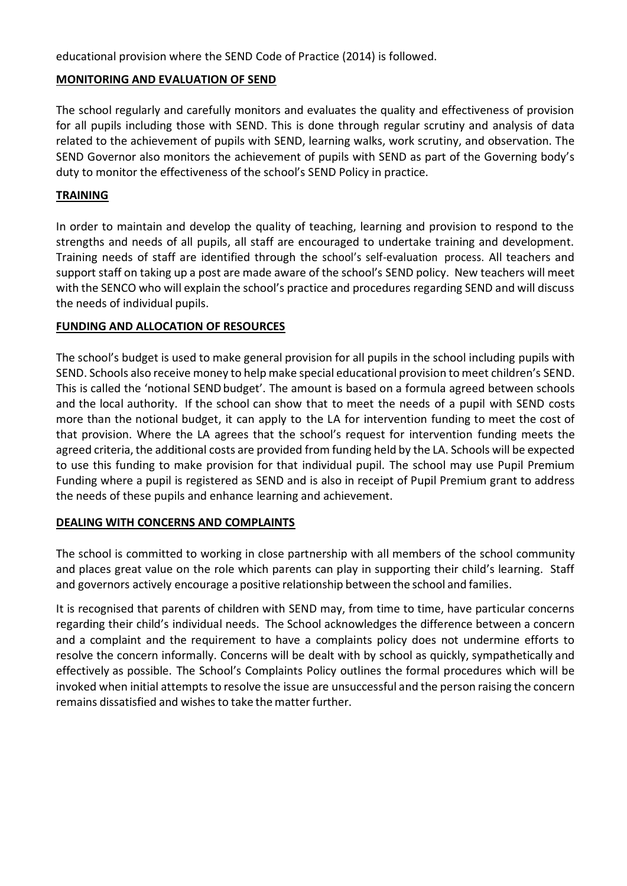educational provision where the SEND Code of Practice (2014) is followed.

## MONITORING AND EVALUATION OF SEND

The school regularly and carefully monitors and evaluates the quality and effectiveness of provision for all pupils including those with SEND. This is done through regular scrutiny and analysis of data related to the achievement of pupils with SEND, learning walks, work scrutiny, and observation. The SEND Governor also monitors the achievement of pupils with SEND as part of the Governing body's duty to monitor the effectiveness of the school's SEND Policy in practice.

## TRAINING

In order to maintain and develop the quality of teaching, learning and provision to respond to the strengths and needs of all pupils, all staff are encouraged to undertake training and development. Training needs of staff are identified through the school's self-evaluation process. All teachers and support staff on taking up a post are made aware of the school's SEND policy. New teachers will meet with the SENCO who will explain the school's practice and procedures regarding SEND and will discuss the needs of individual pupils.

## FUNDING AND ALLOCATION OF RESOURCES

The school's budget is used to make general provision for all pupils in the school including pupils with SEND. Schools also receive money to help make special educational provision to meet children's SEND. This is called the 'notional SEND budget'. The amount is based on a formula agreed between schools and the local authority. If the school can show that to meet the needs of a pupil with SEND costs more than the notional budget, it can apply to the LA for intervention funding to meet the cost of that provision. Where the LA agrees that the school's request for intervention funding meets the agreed criteria, the additional costs are provided from funding held by the LA. Schools will be expected to use this funding to make provision for that individual pupil. The school may use Pupil Premium Funding where a pupil is registered as SEND and is also in receipt of Pupil Premium grant to address the needs of these pupils and enhance learning and achievement.

## DEALING WITH CONCERNS AND COMPLAINTS

The school is committed to working in close partnership with all members of the school community and places great value on the role which parents can play in supporting their child's learning. Staff and governors actively encourage a positive relationship between the school and families.

It is recognised that parents of children with SEND may, from time to time, have particular concerns regarding their child's individual needs. The School acknowledges the difference between a concern and a complaint and the requirement to have a complaints policy does not undermine efforts to resolve the concern informally. Concerns will be dealt with by school as quickly, sympathetically and effectively as possible. The School's Complaints Policy outlines the formal procedures which will be invoked when initial attempts to resolve the issue are unsuccessful and the person raising the concern remains dissatisfied and wishes to take the matter further.